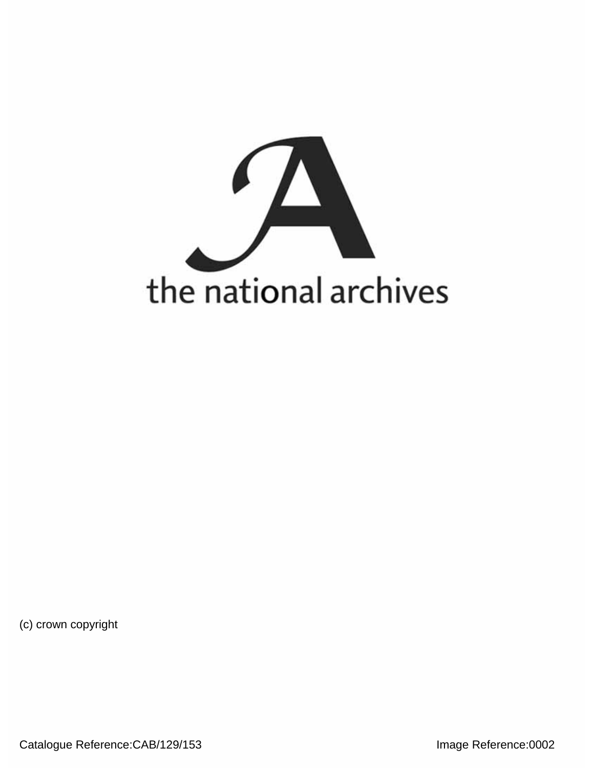the national archives

(c) crown copyright

Catalogue Reference:CAB/129/153

Image Reference:0002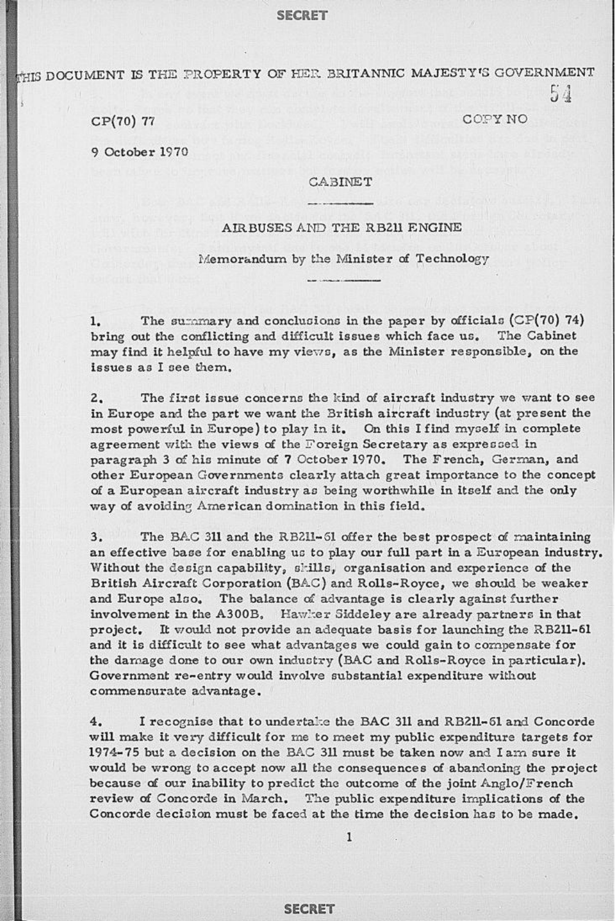THIS DOCUMENT IS THE PROPERTY OF HER BRITANNIC MAJESTY'S GOVERNMENT

CP(70) 77

COPY NO

9 October 1970

CABINET

## AIRBUSES AND THE RB211 ENGINE

Memorandum by the Minister of Technology

1. The summary and conclusions in the paper by officials (CP(70) 74) bring out the conflicting and difficult issues which face us. The Cabinet may find it helpful to have my views, as the Minister responsible, on the issues as I see them.

2. The first issue concerns the kind of aircraft industry we want to see in Europe and the part we want the British aircraft industry (at present the most powerful in Europe) to play in it. On this I find myself in complete agreement with the views of the Foreign Secretary as expressed in paragraph 3 of his minute of 7 October 1970. The French, German, and other European Governments clearly attach great importance to the concept of a European aircraft industry as being worthwhile in itself and the only way of avoiding American domination in this field.

3. The BAC 311 and the RB211-61 offer the best prospect of maintaining an effective base for enabling us to play our full part in a European industry. Without the design capability, skills, organisation and experience of the British Aircraft Corporation (BAC) and Rolls-Royce, we should be weaker and Europe also. The balance of advantage is clearly against further involvement in the A300B. Hawker Siddeley are already partners in that project. It would not provide an adequate basis for launching the RB211-61 and it is difficult to see what advantages we could gain to compensate for the damage done to our own industry (BAC and Rolls-Royce in particular). Government re-entry would involve substantial expenditure without commensurate advantage.

4. I recognise that to undertake the BAC 311 and RB211-61 and Concorde will make it very difficult for me to meet my public expenditure targets for 1974-75 but a decision on the BAC 311 must be taken now and I am sure it would be wrong to accept now all the consequences of abandoning the project because of our inability to predict the outcome of the joint Anglo/French review of Concorde in March. The public expenditure implications of the Concorde decision must be faced at the time the decision has to be made.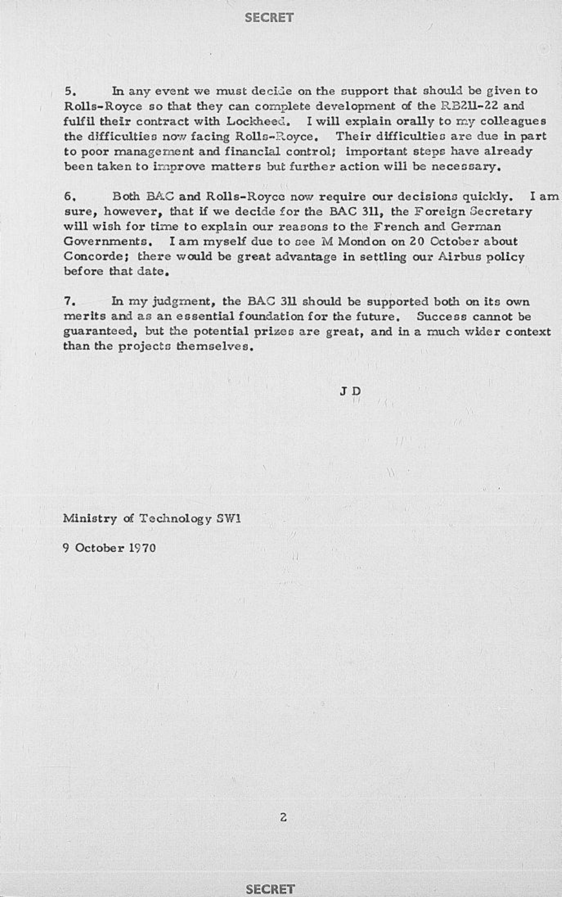5. In any event we must decide on the support that should be given to Rolls-Royce so that they can complete development of the RB211-22 and fulfil their contract with Lockheed. I will explain orally to my colleagues the difficulties now facing Rolls-Royce. Their difficulties are due in part to poor management and financial control; important steps have already been taken to improve matters but further action will be necessary.

6. Both BAC and Rolls-Royce now require our decisions quickly. I am sure, however, that if we decide for the BAC 311, the Foreign Secretary will wish for time to explain our reasons to the French and German Governments. I am myself due to see M Mondon on 20 October about Concorde; there would be great advantage in settling our Airbus policy before that date.

7. In my judgment, the BAC 311 should be supported both on its own merits and as an essential foundation for the future. Success cannot be guaranteed, but the potential prizes are great, and in a much wider context than the projects themselves.

J D

Ministry of Technology SW1

9 October 1970